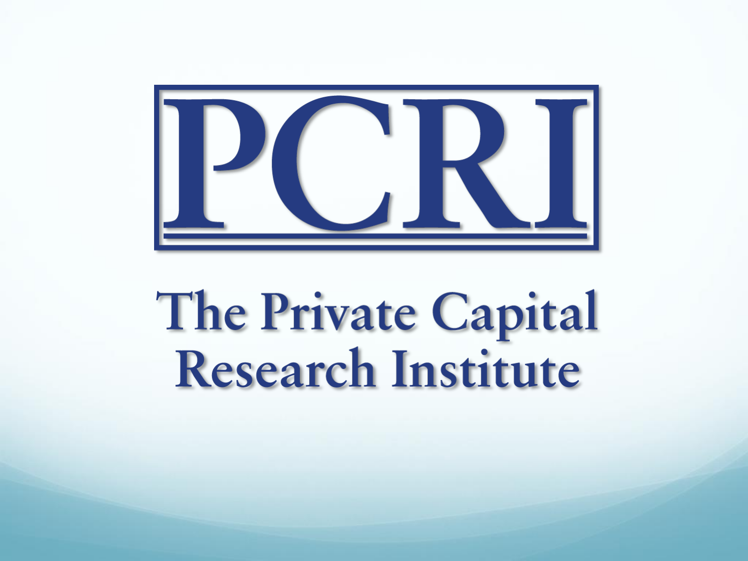# PCRI

## The Private Capital Research Institute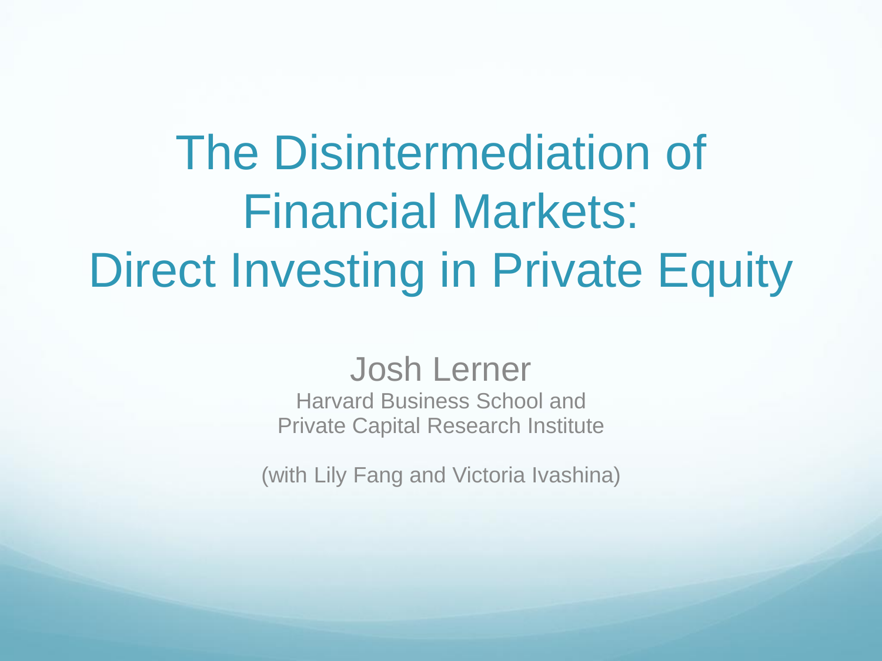# The Disintermediation of Financial Markets: Direct Investing in Private Equity

Josh Lerner

Harvard Business School and
Private Capital Research Institute

(with Lily Fang and Victoria Ivashina)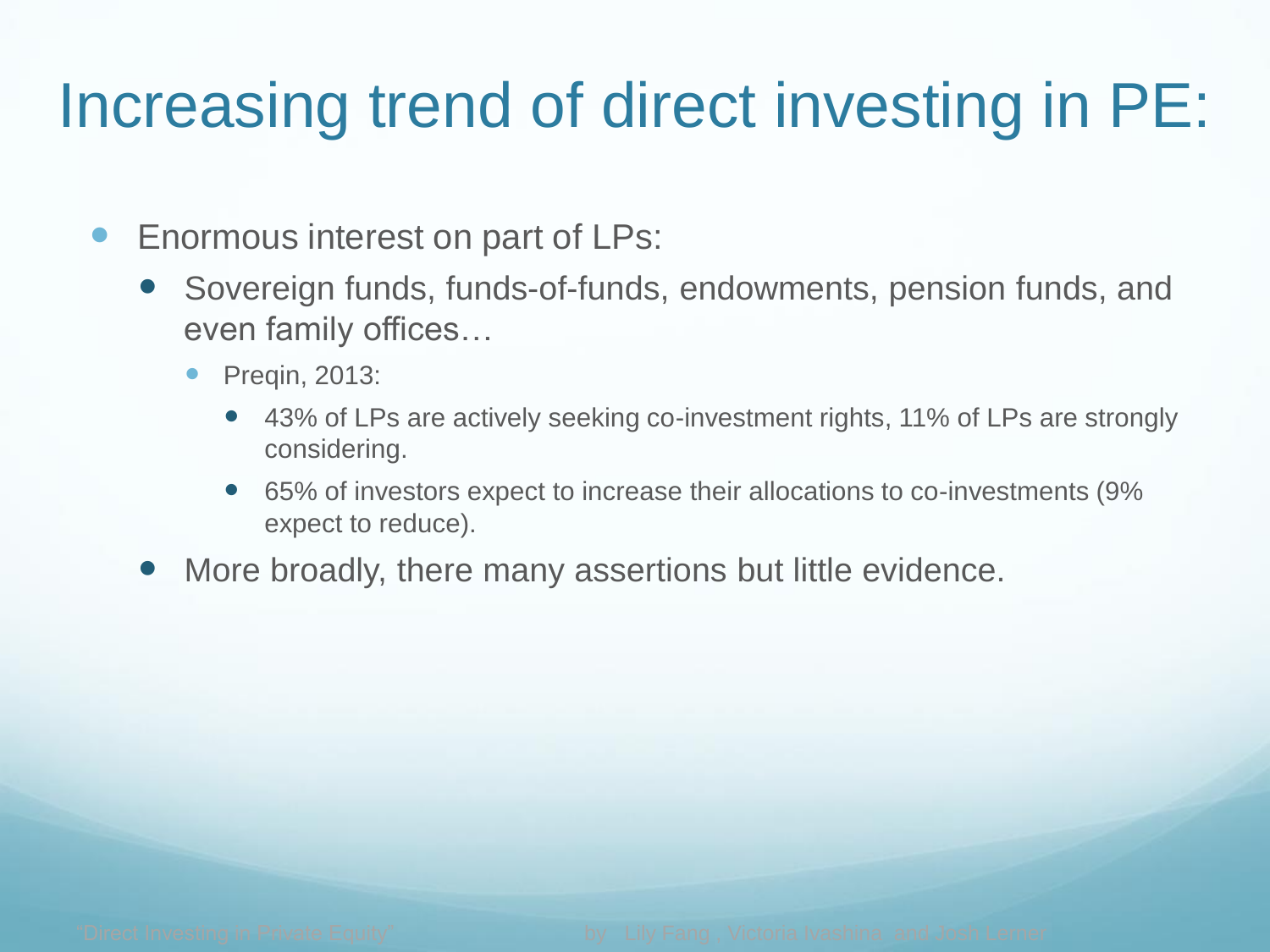# Increasing trend of direct investing in PE:

- Enormous interest on part of LPs:
  - Sovereign funds, funds-of-funds, endowments, pension funds, and even family offices…
    - Preqin, 2013:
      - 43% of LPs are actively seeking co-investment rights, 11% of LPs are strongly considering.
      - 65% of investors expect to increase their allocations to co-investments (9% expect to reduce).
  - More broadly, there many assertions but little evidence.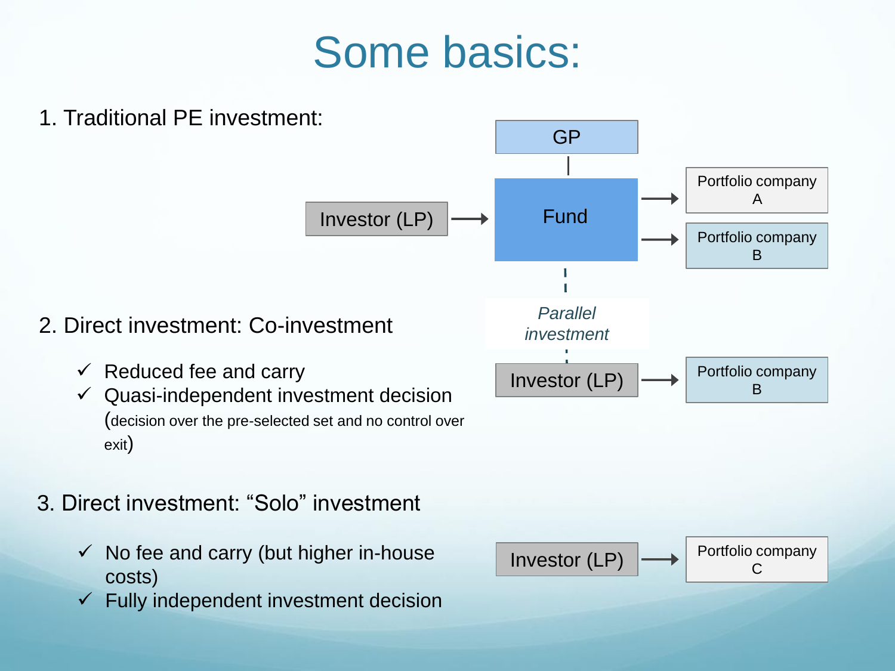# Some basics:

1. Traditional PE investment:

GP

Investor (LP) → Fund → Portfolio company A; Portfolio company B

2. Direct investment: Co-investment

- ✓ Reduced fee and carry
- ✓ Quasi-independent investment decision (decision over the pre-selected set and no control over exit)

*Parallel investment*

Investor (LP) → Portfolio company B

3. Direct investment: "Solo" investment

- ✓ No fee and carry (but higher in-house costs)
- ✓ Fully independent investment decision

Investor (LP) → Portfolio company C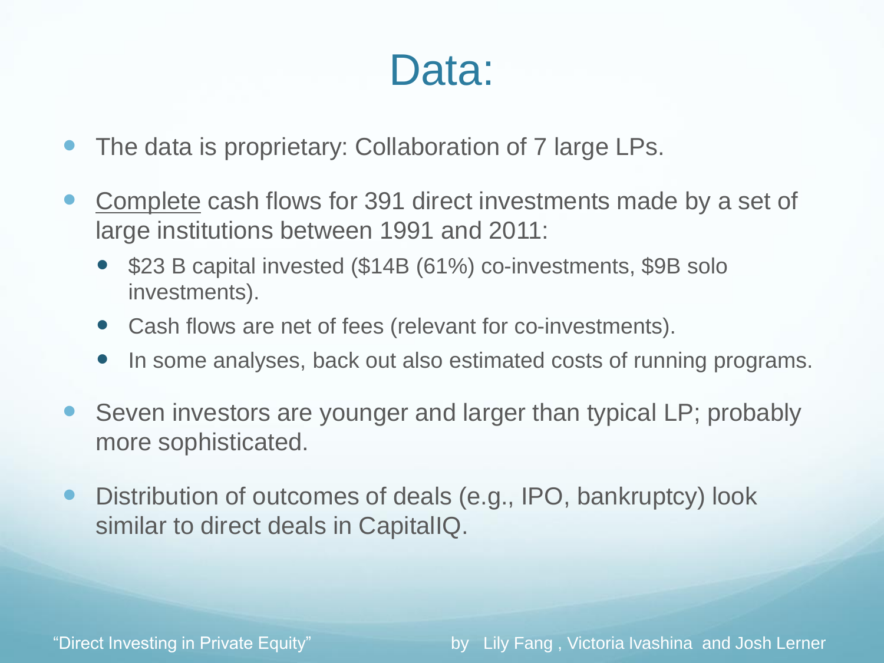# Data:

- The data is proprietary: Collaboration of 7 large LPs.
- <u>Complete</u> cash flows for 391 direct investments made by a set of large institutions between 1991 and 2011:
  - $23 B capital invested ($14B (61%) co-investments, $9B solo investments).
  - Cash flows are net of fees (relevant for co-investments).
  - In some analyses, back out also estimated costs of running programs.
- Seven investors are younger and larger than typical LP; probably more sophisticated.
- Distribution of outcomes of deals (e.g., IPO, bankruptcy) look similar to direct deals in CapitalIQ.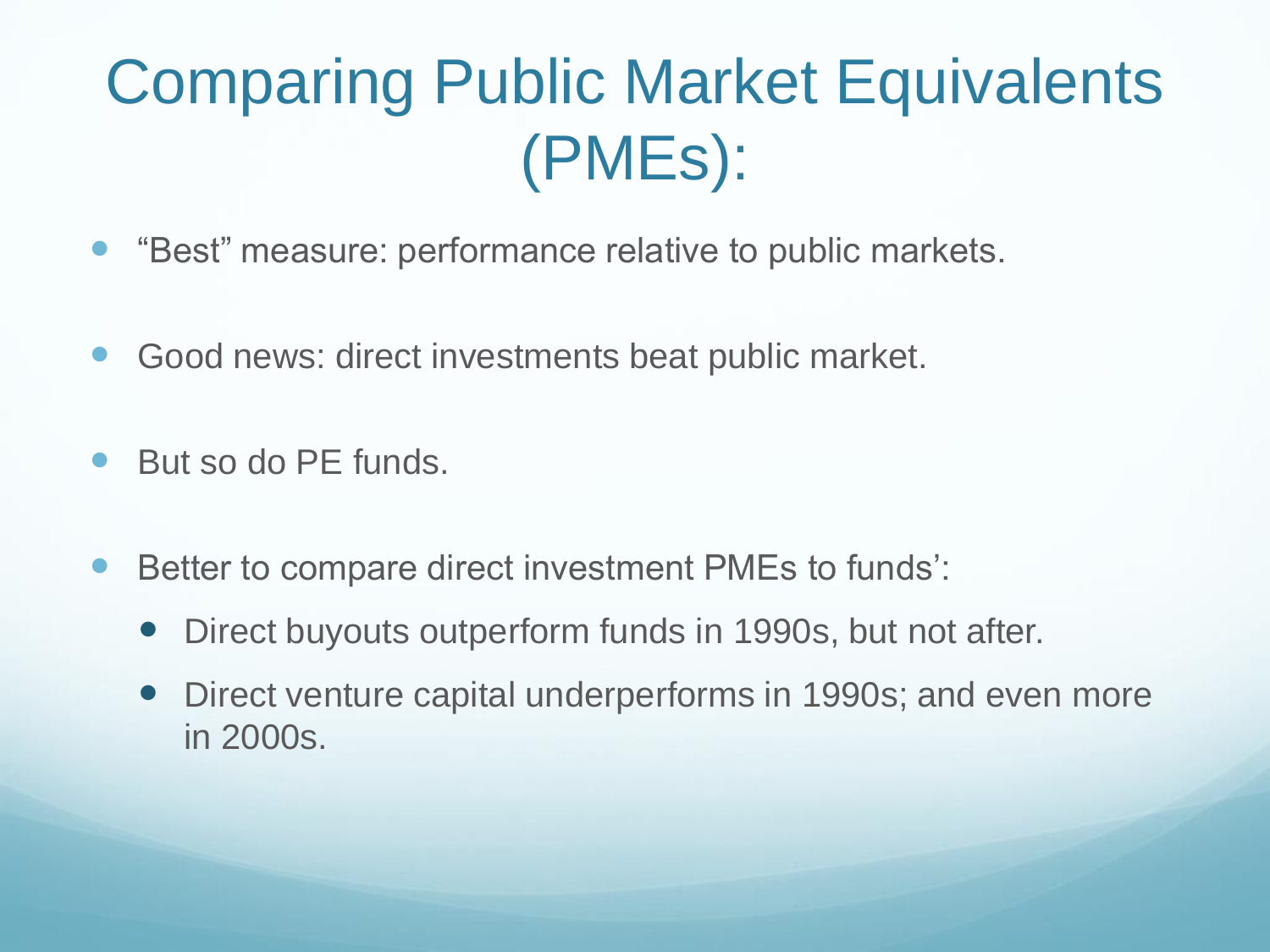# Comparing Public Market Equivalents (PMEs):

- “Best” measure: performance relative to public markets.
- Good news: direct investments beat public market.
- But so do PE funds.
- Better to compare direct investment PMEs to funds’:
  - Direct buyouts outperform funds in 1990s, but not after.
  - Direct venture capital underperforms in 1990s; and even more in 2000s.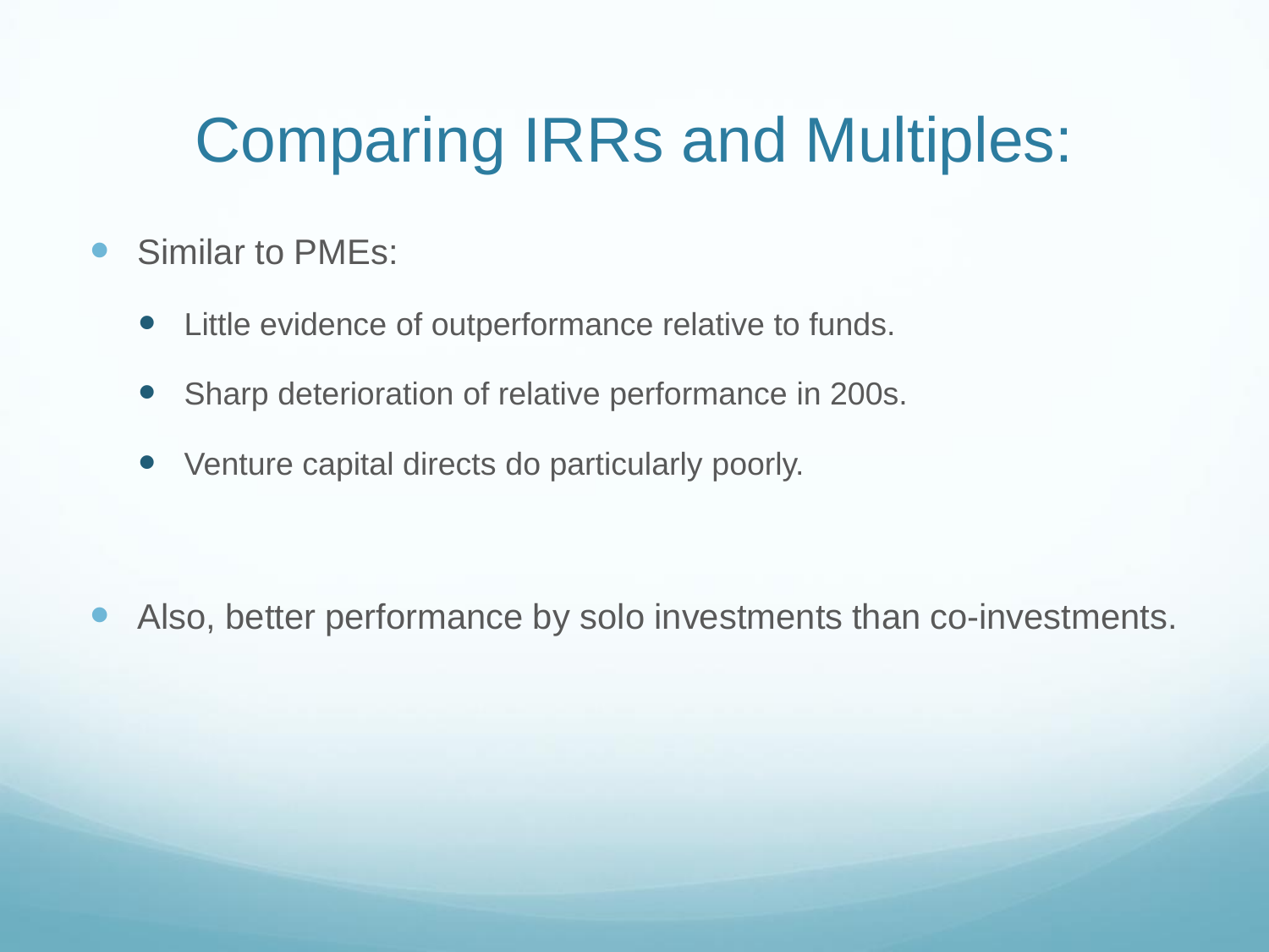# Comparing IRRs and Multiples:

- Similar to PMEs:
  - Little evidence of outperformance relative to funds.
  - Sharp deterioration of relative performance in 200s.
  - Venture capital directs do particularly poorly.

- Also, better performance by solo investments than co-investments.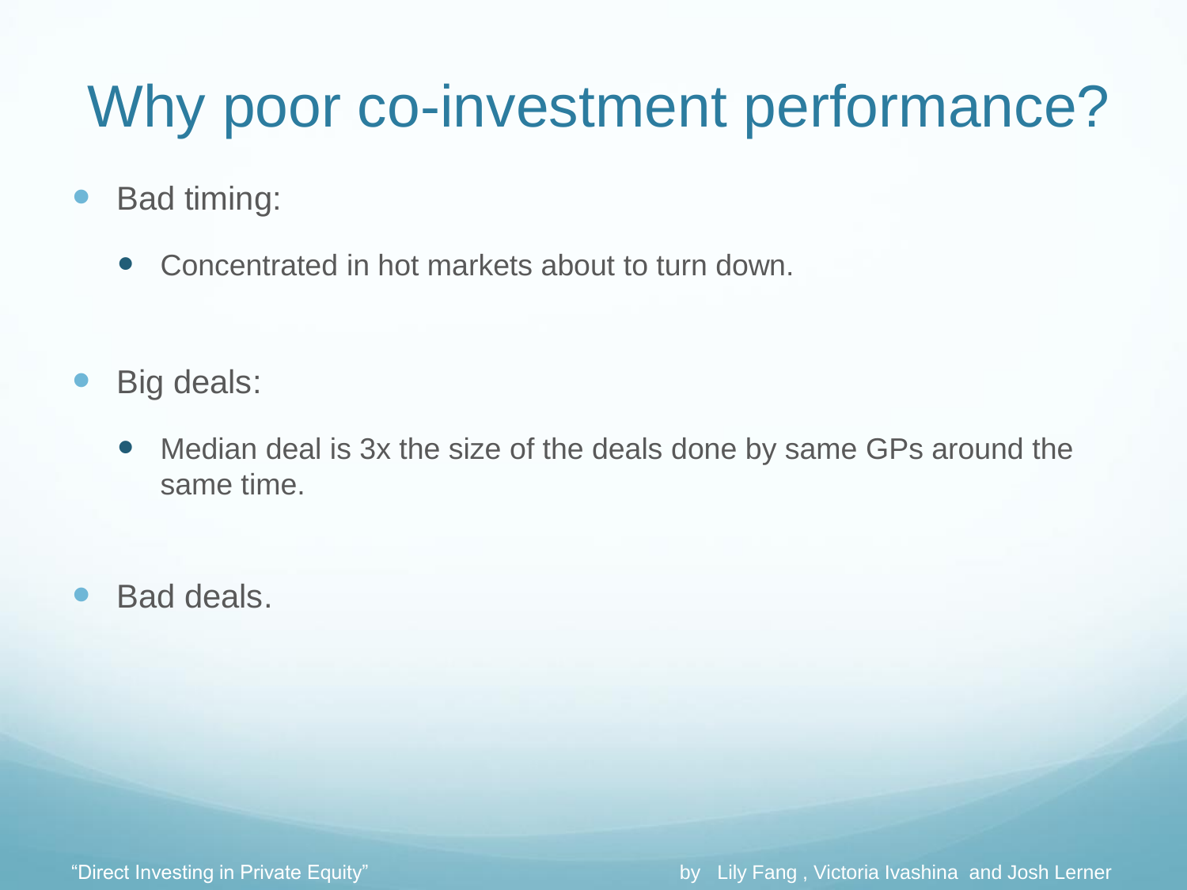# Why poor co-investment performance?

- Bad timing:
  - Concentrated in hot markets about to turn down.
- Big deals:
  - Median deal is 3x the size of the deals done by same GPs around the same time.
- Bad deals.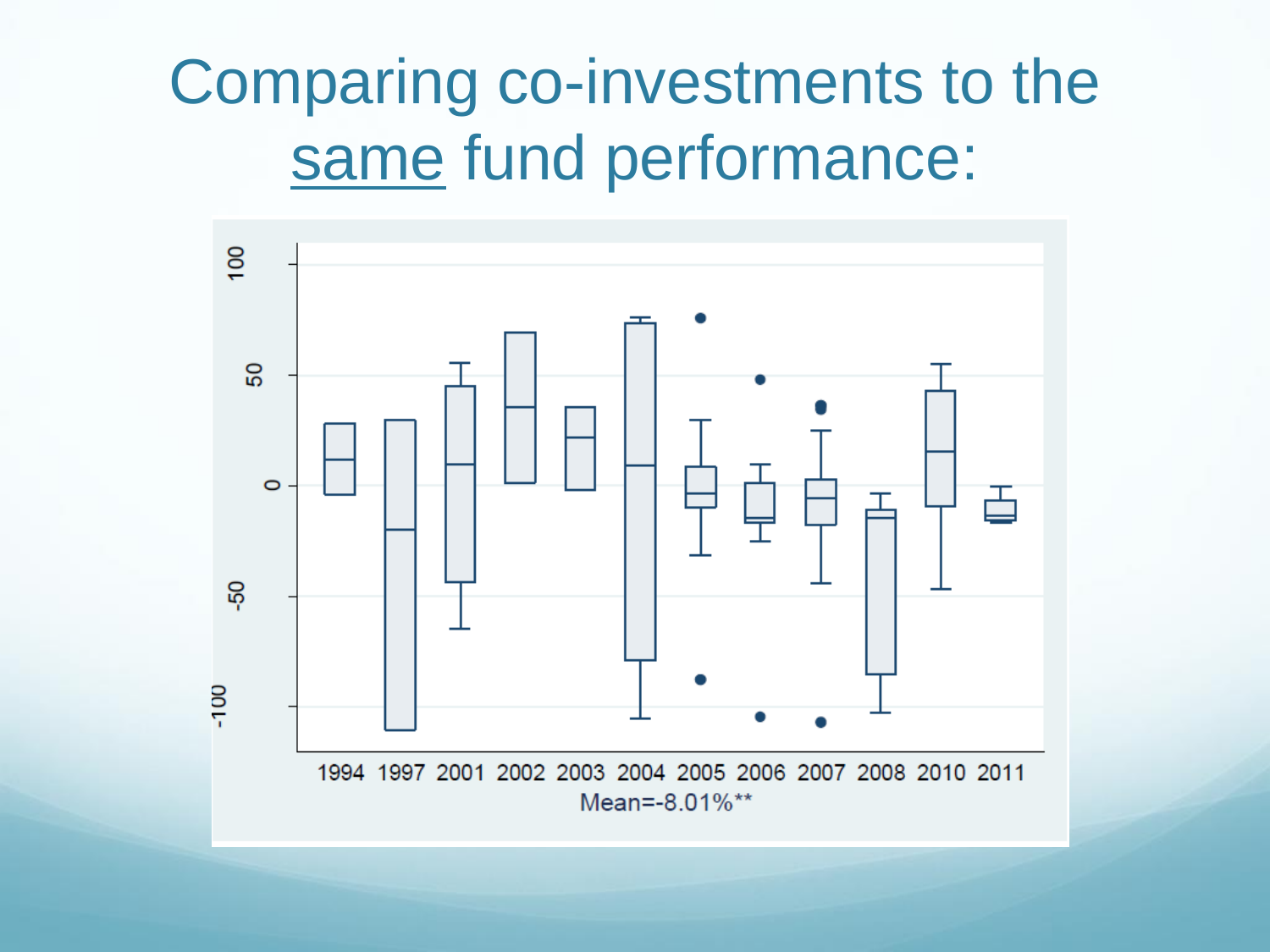# Comparing co-investments to the same fund performance:

Mean=-8.01%**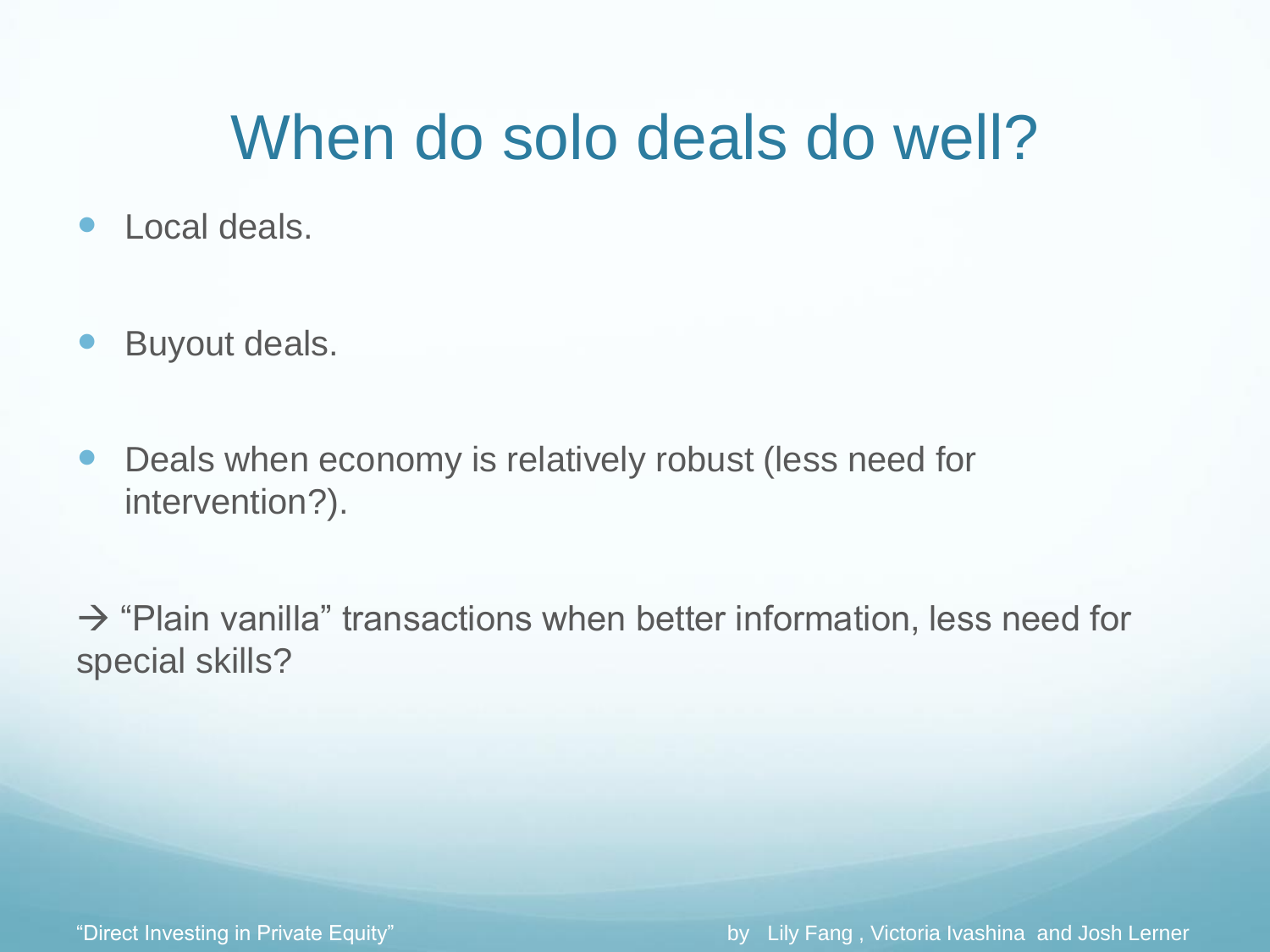# When do solo deals do well?

- Local deals.
- Buyout deals.
- Deals when economy is relatively robust (less need for intervention?).

→ "Plain vanilla" transactions when better information, less need for special skills?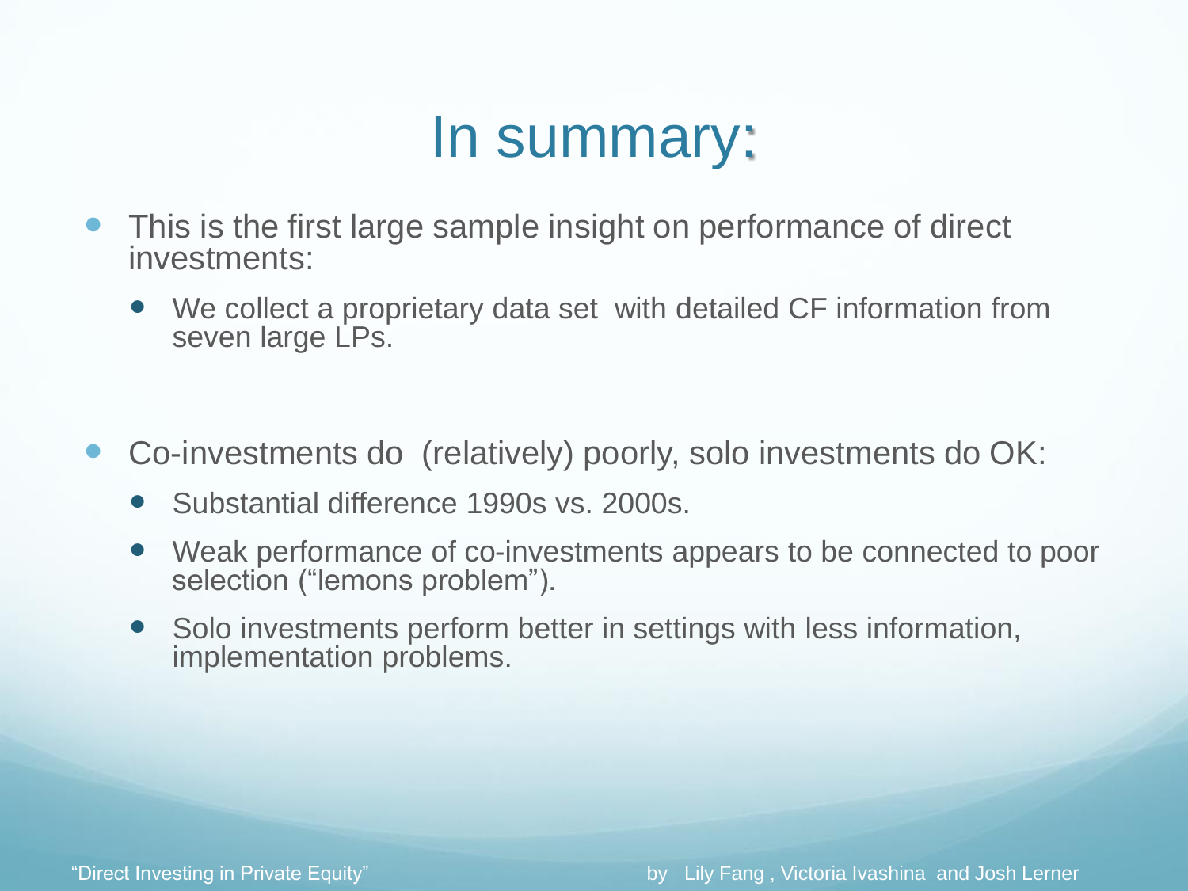# In summary:

- This is the first large sample insight on performance of direct investments:
  - We collect a proprietary data set with detailed CF information from seven large LPs.

- Co-investments do (relatively) poorly, solo investments do OK:
  - Substantial difference 1990s vs. 2000s.
  - Weak performance of co-investments appears to be connected to poor selection ("lemons problem").
  - Solo investments perform better in settings with less information, implementation problems.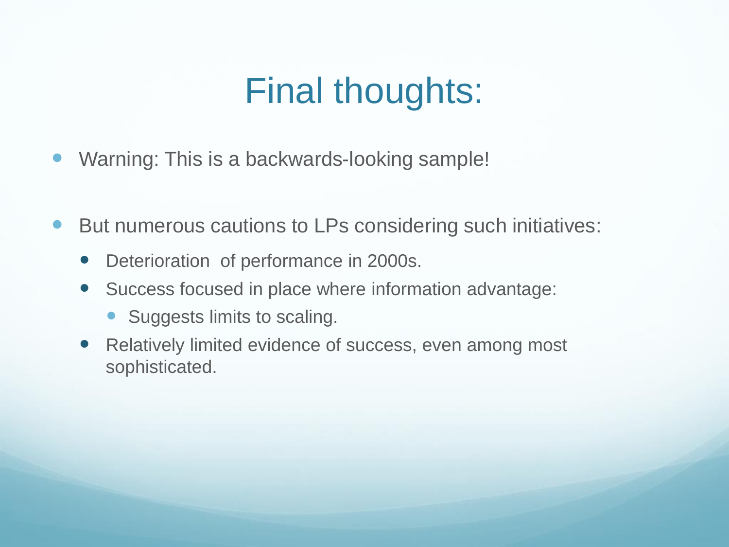# Final thoughts:

- Warning: This is a backwards-looking sample!

- But numerous cautions to LPs considering such initiatives:
  - Deterioration of performance in 2000s.
  - Success focused in place where information advantage:
    - Suggests limits to scaling.
  - Relatively limited evidence of success, even among most sophisticated.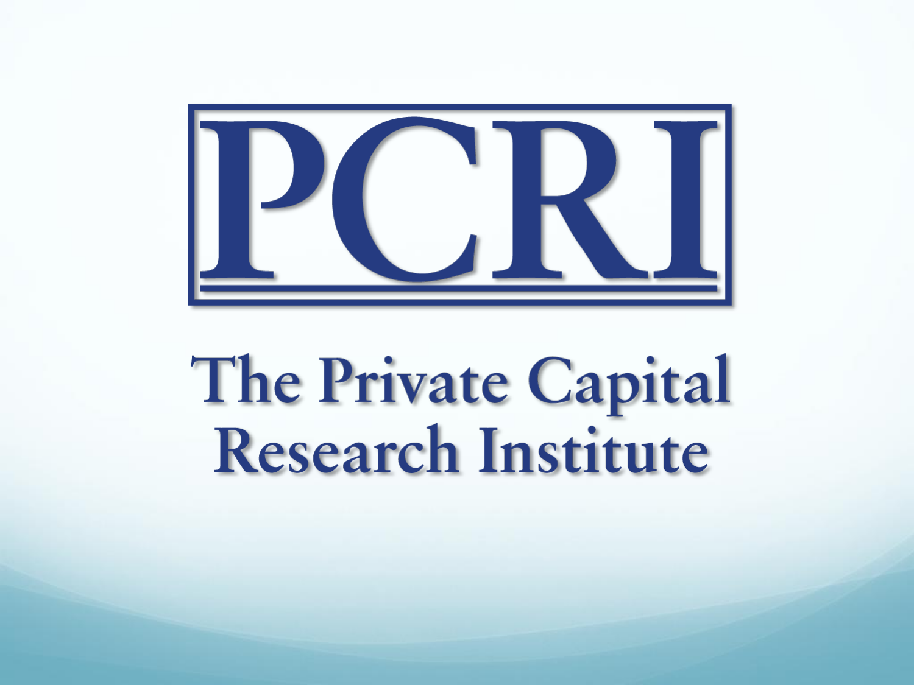# PCRI

## The Private Capital Research Institute